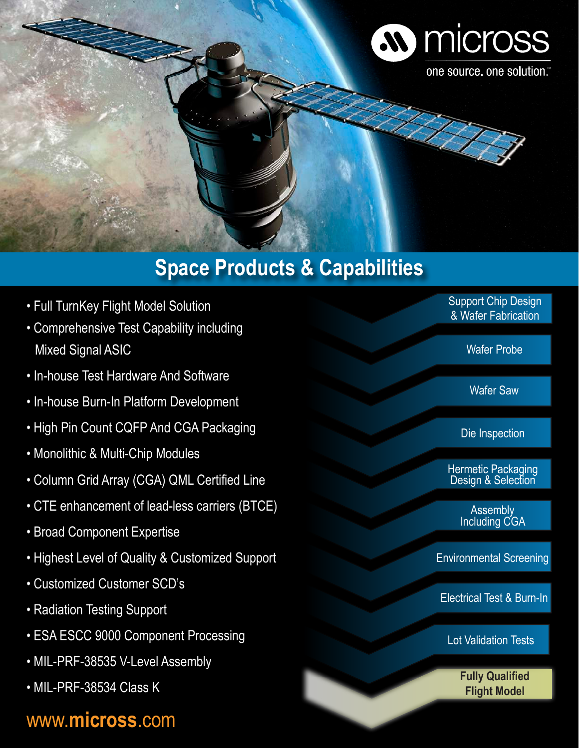micross

one source. one solution.™

# Space Products & Capabilities

- Full TurnKey Flight Model Solution
- Comprehensive Test Capability including Mixed Signal ASIC
- In-house Test Hardware And Software
- In-house Burn-In Platform Development
- High Pin Count CQFP And CGA Packaging
- Monolithic & Multi-Chip Modules
- Column Grid Array (CGA) QML Certified Line
- CTE enhancement of lead-less carriers (BTCE)
- Broad Component Expertise
- Highest Level of Quality & Customized Support
- Customized Customer SCD's
- Radiation Testing Support
- ESA ESCC 9000 Component Processing
- MIL-PRF-38535 V-Level Assembly
- MIL-PRF-38534 Class K

Support Chip Design & Wafer Fabrication

Wafer Probe

Wafer Saw

Die Inspection

Hermetic Packaging Design & Selection

Assembly Including CGA

Environmental Screening

Electrical Test & Burn-In

Lot Validation Tests

**Fully Qualified Flight Model**

www.**micross**.com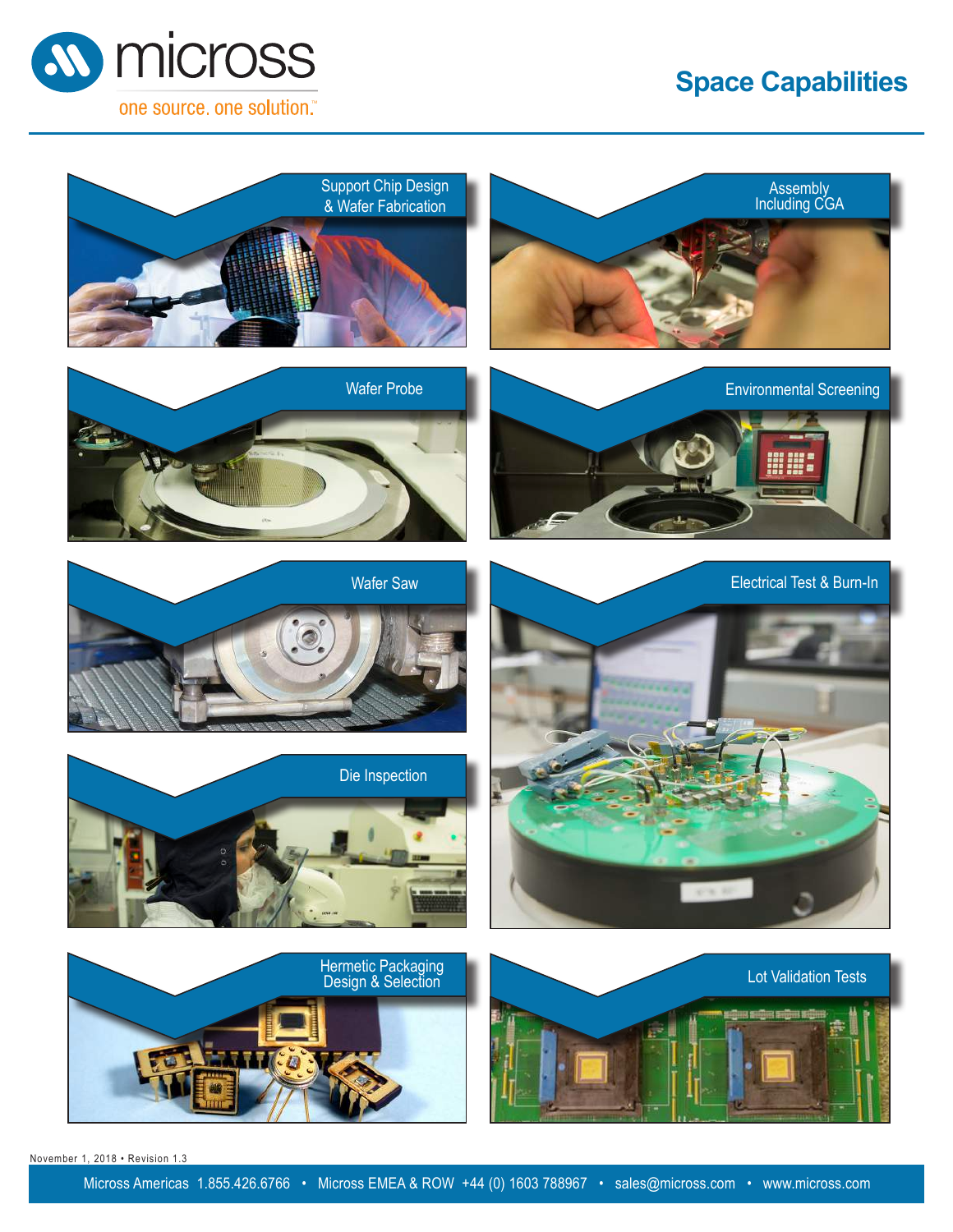micross

one source. one solution.™

# Space Capabilities

Support Chip Design & Wafer Fabrication

Assembly Including CGA

Wafer Probe

Environmental Screening

Wafer Saw

Electrical Test & Burn-In

Die Inspection

Hermetic Packaging Design & Selection

Lot Validation Tests

November 1, 2018 • Revision 1.3

Micross Americas 1.855.426.6766 • Micross EMEA & ROW +44 (0) 1603 788967 • sales@micross.com • www.micross.com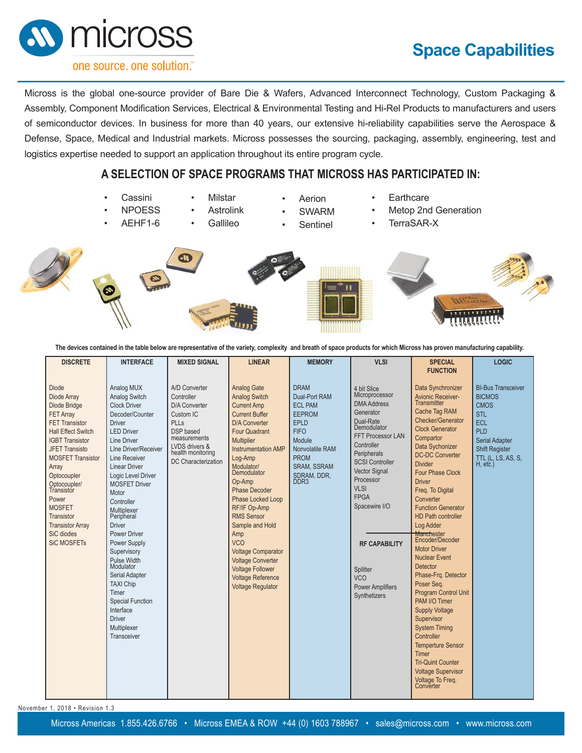# Space Capabilities

Micross is the global one-source provider of Bare Die & Wafers, Advanced Interconnect Technology, Custom Packaging & Assembly, Component Modification Services, Electrical & Environmental Testing and Hi-Rel Products to manufacturers and users of semiconductor devices. In business for more than 40 years, our extensive hi-reliability capabilities serve the Aerospace & Defense, Space, Medical and Industrial markets. Micross possesses the sourcing, packaging, assembly, engineering, test and logistics expertise needed to support an application throughout its entire program cycle.

## A SELECTION OF SPACE PROGRAMS THAT MICROSS HAS PARTICIPATED IN:

- Cassini
- NPOESS
- AEHF1-6
- Milstar
- Astrolink
- Gallileo
- Aerion
- SWARM
- Sentinel
- Earthcare
- Metop 2nd Generation
- TerraSAR-X

**The devices contained in the table below are representative of the variety, complexity and breath of space products for which Micross has proven manufacturing capability.**

| DISCRETE | INTERFACE | MIXED SIGNAL | LINEAR | MEMORY | VLSI | SPECIAL FUNCTION | LOGIC |
|---|---|---|---|---|---|---|---|
| Diode<br>Diode Array<br>Diode Bridge<br>FET Array<br>FET Transistor<br>Hall Effect Switch<br>IGBT Transistor<br>JFET Transisto<br>MOSFET Transistor Array<br>Optocoupler<br>Optocoupler/ Transistor<br>Power MOSFET Transistor<br>Transistor Array<br>SiC diodes<br>SiC MOSFETs | Analog MUX<br>Analog Switch<br>Clock Driver<br>Decoder/Counter Driver<br>LED Driver<br>Line Driver<br>LIne Driver/Receiver<br>Line Receiver<br>Linear Driver<br>Logic Level Driver<br>MOSFET Driver<br>Motor Controller<br>Multiplexer<br>Peripheral Driver<br>Power Driver<br>Power Supply Supervisory<br>Pulse Width Modulator<br>Serial Adapter<br>TAXI Chip<br>Timer<br>Special Function Interface Driver<br>Multiplexer Transceiver | A/D Converter Controller<br>D/A Converter<br>Custom IC<br>PLLs<br>DSP based measurements<br>LVDS drivers & health monitoring<br>DC Characterization | Analog Gate<br>Analog Switch<br>Current Amp<br>Current Buffer<br>D/A Converter<br>Four Quadrant Multiplier<br>Instrumentation AMP<br>Log-Amp<br>Modulator/ Demodulator<br>Op-Amp<br>Phase Decoder<br>Phase Locked Loop<br>RF/IF Op-Amp<br>RMS Sensor<br>Sample and Hold Amp<br>VCO<br>Voltage Comparator<br>Voltage Converter<br>Voltage Follower<br>Voltage Reference<br>Voltage Regulator | DRAM<br>Dual-Port RAM<br>ECL PAM<br>EEPROM<br>EPLD<br>FIFO Module<br>Nonvolatile RAM<br>PROM<br>SRAM, SSRAM<br>SDRAM, DDR, DDR3 | 4 bit Slice Microprocessor<br>DMA Address Generator<br>Dual-Rate Demodulator<br>FFT Processor LAN Controller<br>Peripherals<br>SCSI Controller<br>Vector Signal Processor<br>VLSI<br>FPGA<br>Spacewire I/O<br><br>**RF CAPABILITY**<br><br>Splitter<br>VCO<br>Power Amplifiers<br>Synthetizers | Data Synchronizer<br>Avionic Receiver-Transmitter<br>Cache Tag RAM<br>Checker/Generator<br>Clock Generator<br>Comparator<br>Data Sychonizer<br>DC-DC Converter<br>Divider<br>Four Phase Clock Driver<br>Freq. To Digital Converter<br>Function Generator<br>HD Path controller<br>Log Adder<br>Manchester Encoder/Decoder<br>Motor Driver<br>Nuclear Event Detector<br>Phase-Frq. Detector<br>Poser Seq.<br>Program Control Unit<br>PAM I/O Timer<br>Supply Voltage Supervisor<br>System Timing Controller<br>Temperture Sensor<br>Timer<br>Tri-Quint Counter<br>Voltage Supervisor<br>Voltage To Freq. Converter | BI-Bus Transceiver<br>BICMOS<br>CMOS<br>STL<br>ECL<br>PLD<br>Serial Adapter<br>Shift Register<br>TTL (L, LS, AS, S, H, etc.) |

November 1, 2018 • Revision 1.3

Micross Americas 1.855.426.6766 • Micross EMEA & ROW +44 (0) 1603 788967 • sales@micross.com • www.micross.com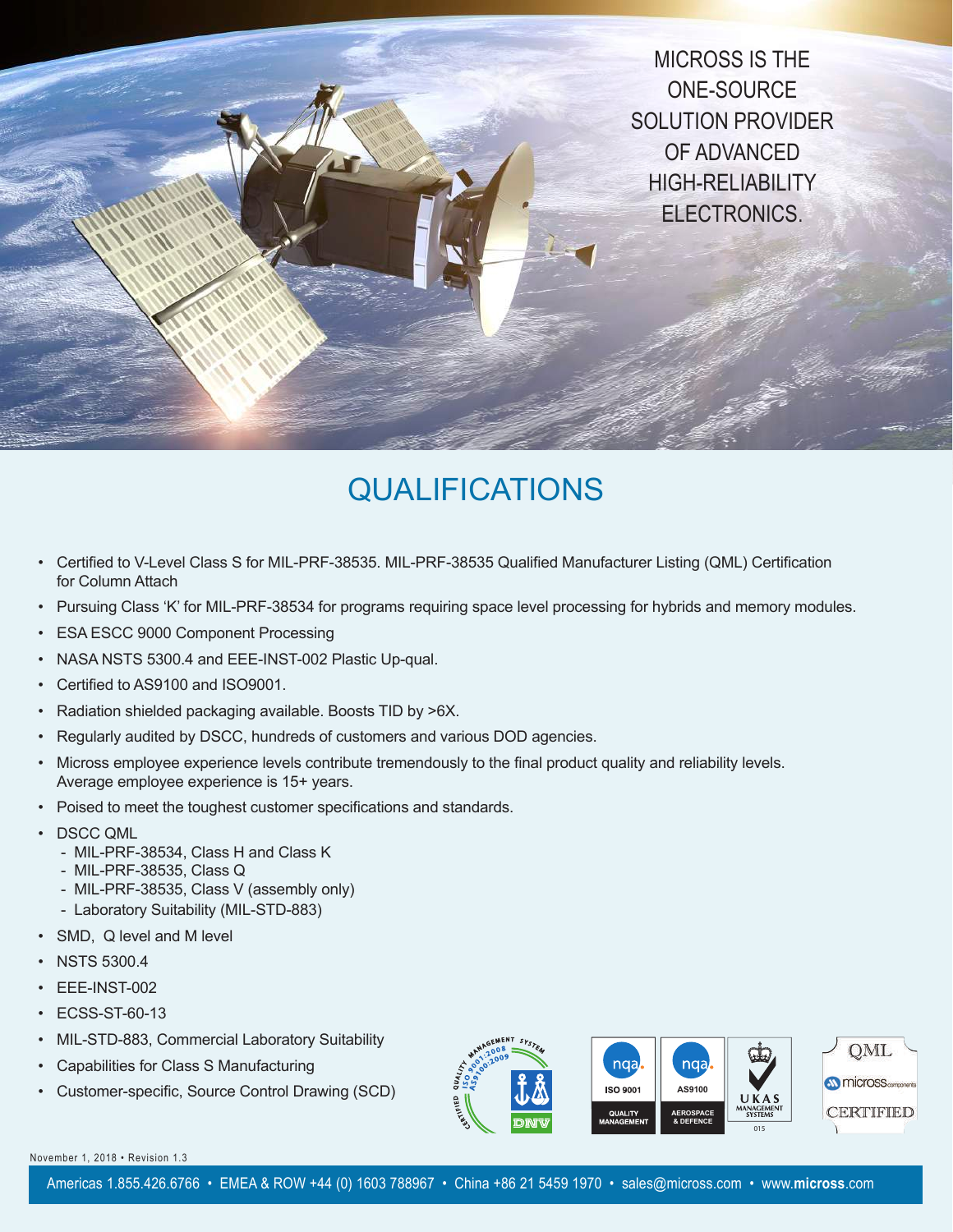MICROSS IS THE ONE-SOURCE SOLUTION PROVIDER OF ADVANCED HIGH-RELIABILITY ELECTRONICS.

# QUALIFICATIONS

- Certified to V-Level Class S for MIL-PRF-38535. MIL-PRF-38535 Qualified Manufacturer Listing (QML) Certification for Column Attach
- Pursuing Class 'K' for MIL-PRF-38534 for programs requiring space level processing for hybrids and memory modules.
- ESA ESCC 9000 Component Processing
- NASA NSTS 5300.4 and EEE-INST-002 Plastic Up-qual.
- Certified to AS9100 and ISO9001.
- Radiation shielded packaging available. Boosts TID by >6X.
- Regularly audited by DSCC, hundreds of customers and various DOD agencies.
- Micross employee experience levels contribute tremendously to the final product quality and reliability levels. Average employee experience is 15+ years.
- Poised to meet the toughest customer specifications and standards.
- DSCC QML
  - MIL-PRF-38534, Class H and Class K
  - MIL-PRF-38535, Class Q
  - MIL-PRF-38535, Class V (assembly only)
  - Laboratory Suitability (MIL-STD-883)
- SMD, Q level and M level
- NSTS 5300.4
- EEE-INST-002
- ECSS-ST-60-13
- MIL-STD-883, Commercial Laboratory Suitability
- Capabilities for Class S Manufacturing
- Customer-specific, Source Control Drawing (SCD)

CERTIFIED QUALITY MANAGEMENT SYSTEM ISO 9001:2008 AS9100:2009 DNV

nqa ISO 9001 QUALITY MANAGEMENT

nqa AS9100 AEROSPACE & DEFENCE

UKAS MANAGEMENT SYSTEMS 015

QML micross components CERTIFIED

November 1, 2018 • Revision 1.3

Americas 1.855.426.6766 • EMEA & ROW +44 (0) 1603 788967 • China +86 21 5459 1970 • sales@micross.com • www.**micross**.com